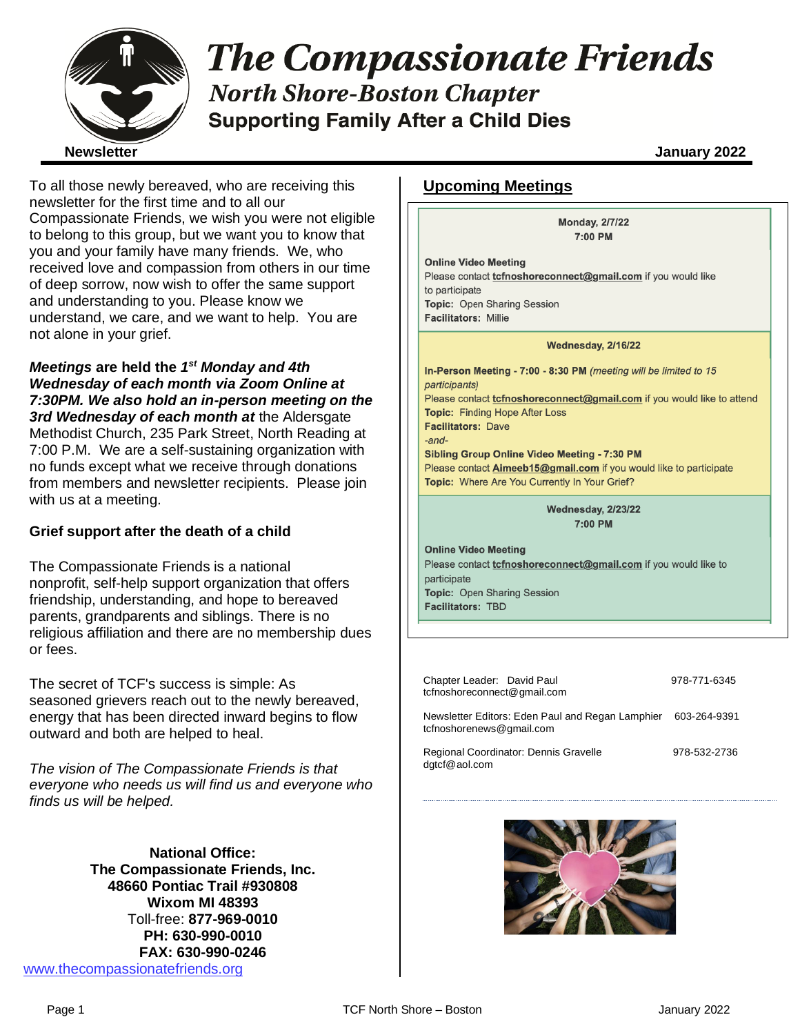# The Compassionate Friends

## North Shore-Boston Chapter

### Supporting Family After a Child Dies

**Newsletter** **January 2022**

To all those newly bereaved, who are receiving this newsletter for the first time and to all our Compassionate Friends, we wish you were not eligible to belong to this group, but we want you to know that you and your family have many friends. We, who received love and compassion from others in our time of deep sorrow, now wish to offer the same support and understanding to you. Please know we understand, we care, and we want to help. You are not alone in your grief.

***Meetings*** **are held the** ***1st Monday and 4th Wednesday of each month via Zoom Online at 7:30PM. We also hold an in-person meeting on the 3rd Wednesday of each month at*** the Aldersgate Methodist Church, 235 Park Street, North Reading at 7:00 P.M. We are a self-sustaining organization with no funds except what we receive through donations from members and newsletter recipients. Please join with us at a meeting.

**Grief support after the death of a child**

The Compassionate Friends is a national nonprofit, self-help support organization that offers friendship, understanding, and hope to bereaved parents, grandparents and siblings. There is no religious affiliation and there are no membership dues or fees.

The secret of TCF's success is simple: As seasoned grievers reach out to the newly bereaved, energy that has been directed inward begins to flow outward and both are helped to heal.

*The vision of The Compassionate Friends is that everyone who needs us will find us and everyone who finds us will be helped.*

**National Office:**
**The Compassionate Friends, Inc.**
**48660 Pontiac Trail #930808**
**Wixom MI 48393**
Toll-free: **877-969-0010**
**PH: 630-990-0010**
**FAX: 630-990-0246**
www.thecompassionatefriends.org

## Upcoming Meetings

**Monday, 2/7/22**
**7:00 PM**

**Online Video Meeting**
Please contact **tcfnoshoreconnect@gmail.com** if you would like to participate
**Topic:** Open Sharing Session
**Facilitators:** Millie

**Wednesday, 2/16/22**

**In-Person Meeting - 7:00 - 8:30 PM** *(meeting will be limited to 15 participants)*
Please contact **tcfnoshoreconnect@gmail.com** if you would like to attend
**Topic:** Finding Hope After Loss
**Facilitators:** Dave
*-and-*
**Sibling Group Online Video Meeting - 7:30 PM**
Please contact **Aimeeb15@gmail.com** if you would like to participate
**Topic:** Where Are You Currently In Your Grief?

**Wednesday, 2/23/22**
**7:00 PM**

**Online Video Meeting**
Please contact **tcfnoshoreconnect@gmail.com** if you would like to participate
**Topic:** Open Sharing Session
**Facilitators:** TBD

Chapter Leader: David Paul — 978-771-6345
tcfnoshoreconnect@gmail.com

Newsletter Editors: Eden Paul and Regan Lamphier — 603-264-9391
tcfnoshorenews@gmail.com

Regional Coordinator: Dennis Gravelle — 978-532-2736
dgtcf@aol.com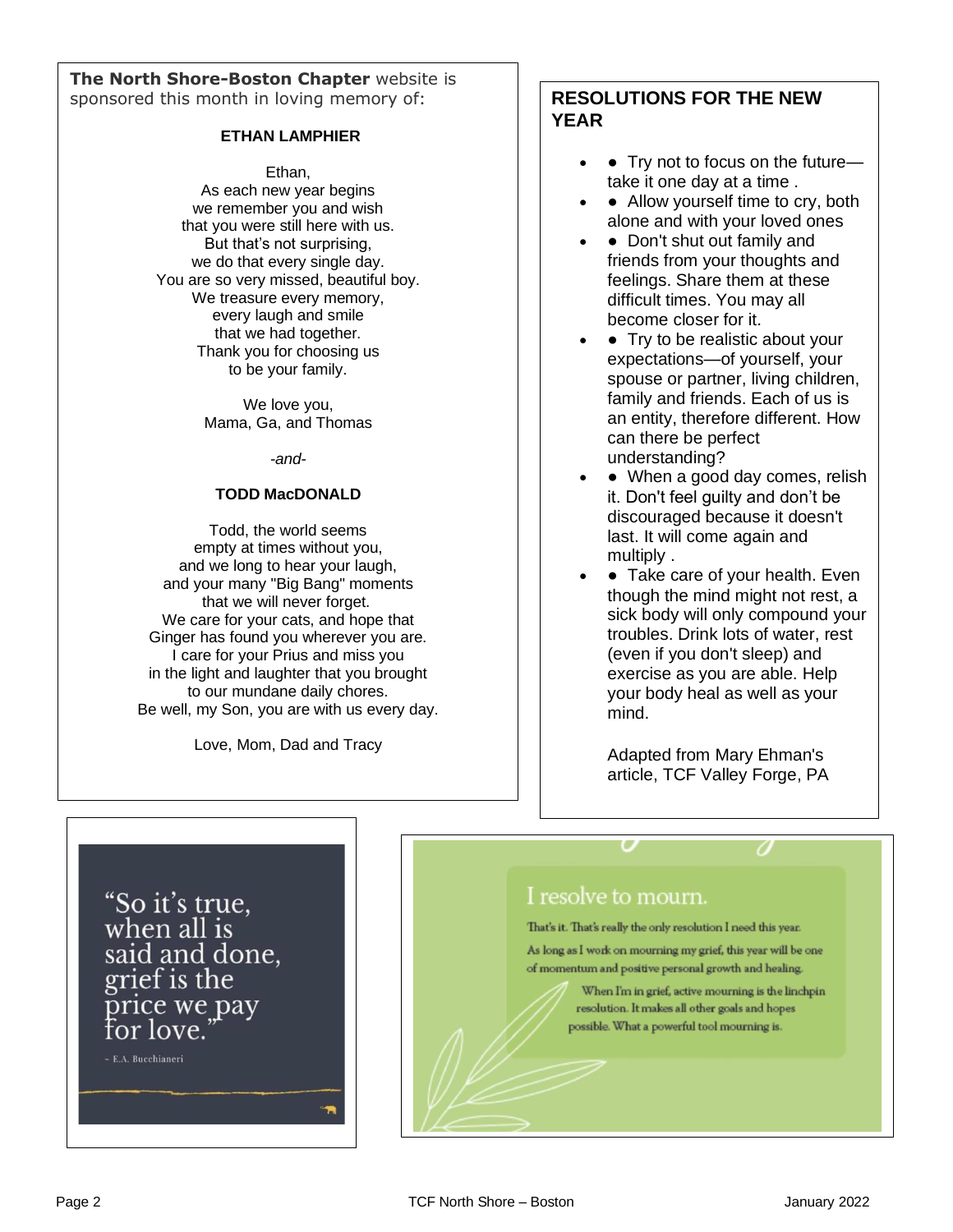**The North Shore-Boston Chapter** website is sponsored this month in loving memory of:

**ETHAN LAMPHIER**

Ethan,
As each new year begins
we remember you and wish
that you were still here with us.
But that's not surprising,
we do that every single day.
You are so very missed, beautiful boy.
We treasure every memory,
every laugh and smile
that we had together.
Thank you for choosing us
to be your family.

We love you,
Mama, Ga, and Thomas

*-and-*

**TODD MacDONALD**

Todd, the world seems
empty at times without you,
and we long to hear your laugh,
and your many "Big Bang" moments
that we will never forget.
We care for your cats, and hope that
Ginger has found you wherever you are.
I care for your Prius and miss you
in the light and laughter that you brought
to our mundane daily chores.
Be well, my Son, you are with us every day.

Love, Mom, Dad and Tracy

## RESOLUTIONS FOR THE NEW YEAR

- Try not to focus on the future—take it one day at a time .
- Allow yourself time to cry, both alone and with your loved ones
- Don't shut out family and friends from your thoughts and feelings. Share them at these difficult times. You may all become closer for it.
- Try to be realistic about your expectations—of yourself, your spouse or partner, living children, family and friends. Each of us is an entity, therefore different. How can there be perfect understanding?
- When a good day comes, relish it. Don't feel guilty and don't be discouraged because it doesn't last. It will come again and multiply .
- Take care of your health. Even though the mind might not rest, a sick body will only compound your troubles. Drink lots of water, rest (even if you don't sleep) and exercise as you are able. Help your body heal as well as your mind.

Adapted from Mary Ehman's article, TCF Valley Forge, PA

"So it's true, when all is said and done, grief is the price we pay for love."

~ E.A. Bucchianeri

I resolve to mourn.

That's it. That's really the only resolution I need this year.

As long as I work on mourning my grief, this year will be one of momentum and positive personal growth and healing.

When I'm in grief, active mourning is the linchpin resolution. It makes all other goals and hopes possible. What a powerful tool mourning is.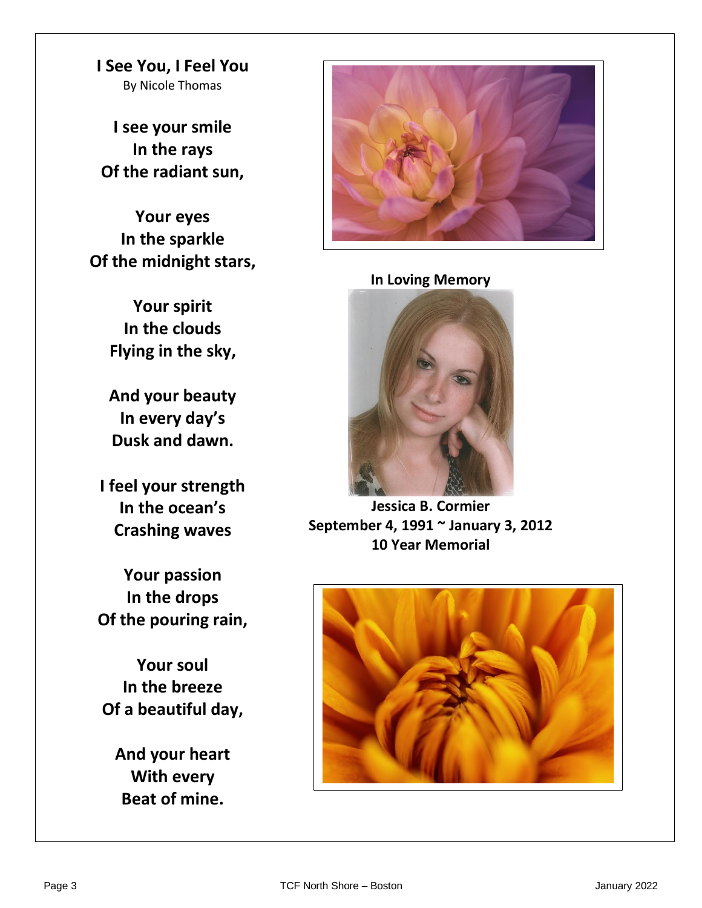## I See You, I Feel You

By Nicole Thomas

**I see your smile**
**In the rays**
**Of the radiant sun,**

**Your eyes**
**In the sparkle**
**Of the midnight stars,**

**Your spirit**
**In the clouds**
**Flying in the sky,**

**And your beauty**
**In every day's**
**Dusk and dawn.**

**I feel your strength**
**In the ocean's**
**Crashing waves**

**Your passion**
**In the drops**
**Of the pouring rain,**

**Your soul**
**In the breeze**
**Of a beautiful day,**

**And your heart**
**With every**
**Beat of mine.**

**In Loving Memory**

**Jessica B. Cormier**
**September 4, 1991 ~ January 3, 2012**
**10 Year Memorial**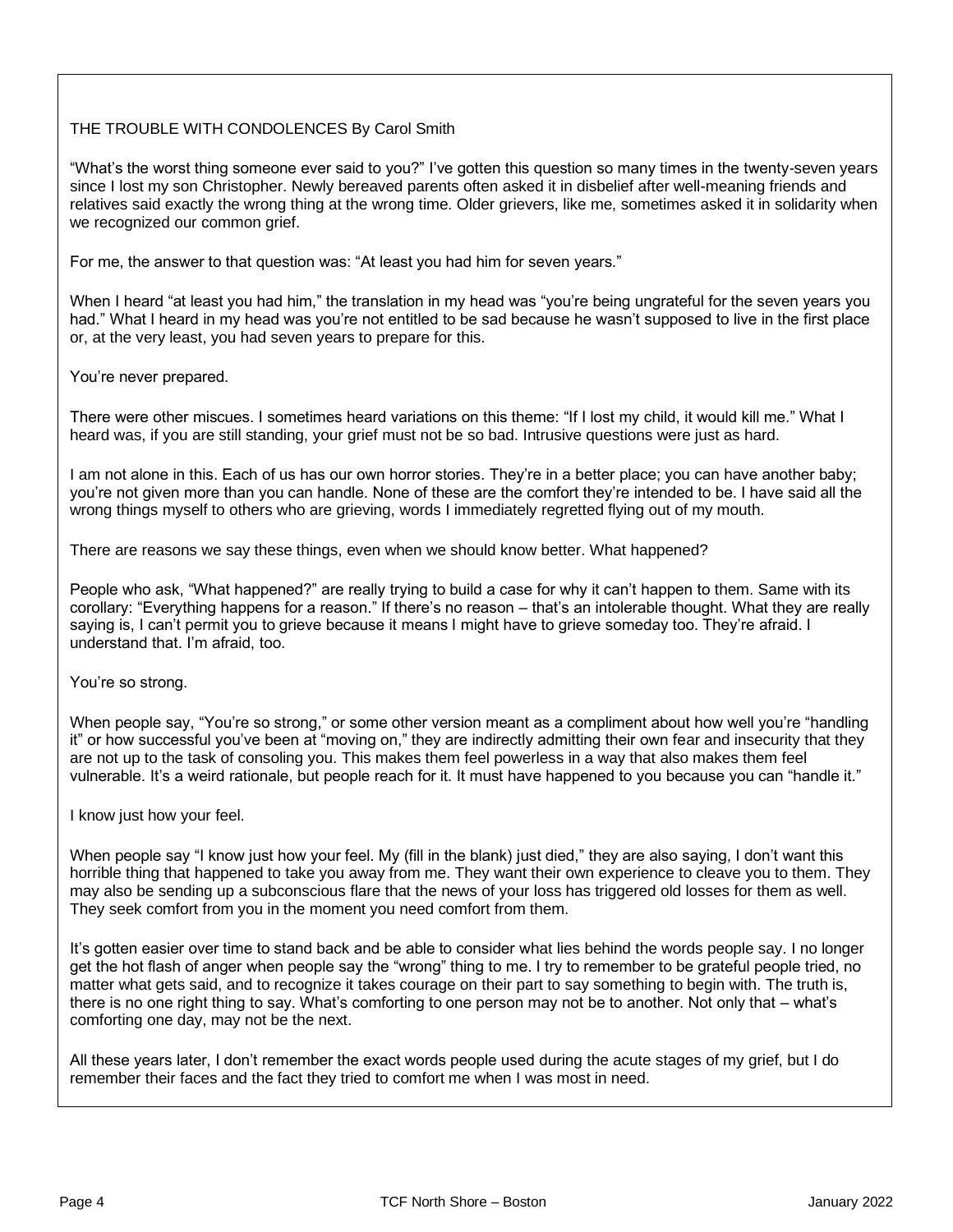## THE TROUBLE WITH CONDOLENCES By Carol Smith

"What's the worst thing someone ever said to you?" I've gotten this question so many times in the twenty-seven years since I lost my son Christopher. Newly bereaved parents often asked it in disbelief after well-meaning friends and relatives said exactly the wrong thing at the wrong time. Older grievers, like me, sometimes asked it in solidarity when we recognized our common grief.

For me, the answer to that question was: "At least you had him for seven years."

When I heard "at least you had him," the translation in my head was "you're being ungrateful for the seven years you had." What I heard in my head was you're not entitled to be sad because he wasn't supposed to live in the first place or, at the very least, you had seven years to prepare for this.

You're never prepared.

There were other miscues. I sometimes heard variations on this theme: "If I lost my child, it would kill me." What I heard was, if you are still standing, your grief must not be so bad. Intrusive questions were just as hard.

I am not alone in this. Each of us has our own horror stories. They're in a better place; you can have another baby; you're not given more than you can handle. None of these are the comfort they're intended to be. I have said all the wrong things myself to others who are grieving, words I immediately regretted flying out of my mouth.

There are reasons we say these things, even when we should know better. What happened?

People who ask, "What happened?" are really trying to build a case for why it can't happen to them. Same with its corollary: "Everything happens for a reason." If there's no reason – that's an intolerable thought. What they are really saying is, I can't permit you to grieve because it means I might have to grieve someday too. They're afraid. I understand that. I'm afraid, too.

You're so strong.

When people say, "You're so strong," or some other version meant as a compliment about how well you're "handling it" or how successful you've been at "moving on," they are indirectly admitting their own fear and insecurity that they are not up to the task of consoling you. This makes them feel powerless in a way that also makes them feel vulnerable. It's a weird rationale, but people reach for it. It must have happened to you because you can "handle it."

I know just how your feel.

When people say "I know just how your feel. My (fill in the blank) just died," they are also saying, I don't want this horrible thing that happened to take you away from me. They want their own experience to cleave you to them. They may also be sending up a subconscious flare that the news of your loss has triggered old losses for them as well. They seek comfort from you in the moment you need comfort from them.

It's gotten easier over time to stand back and be able to consider what lies behind the words people say. I no longer get the hot flash of anger when people say the "wrong" thing to me. I try to remember to be grateful people tried, no matter what gets said, and to recognize it takes courage on their part to say something to begin with. The truth is, there is no one right thing to say. What's comforting to one person may not be to another. Not only that – what's comforting one day, may not be the next.

All these years later, I don't remember the exact words people used during the acute stages of my grief, but I do remember their faces and the fact they tried to comfort me when I was most in need.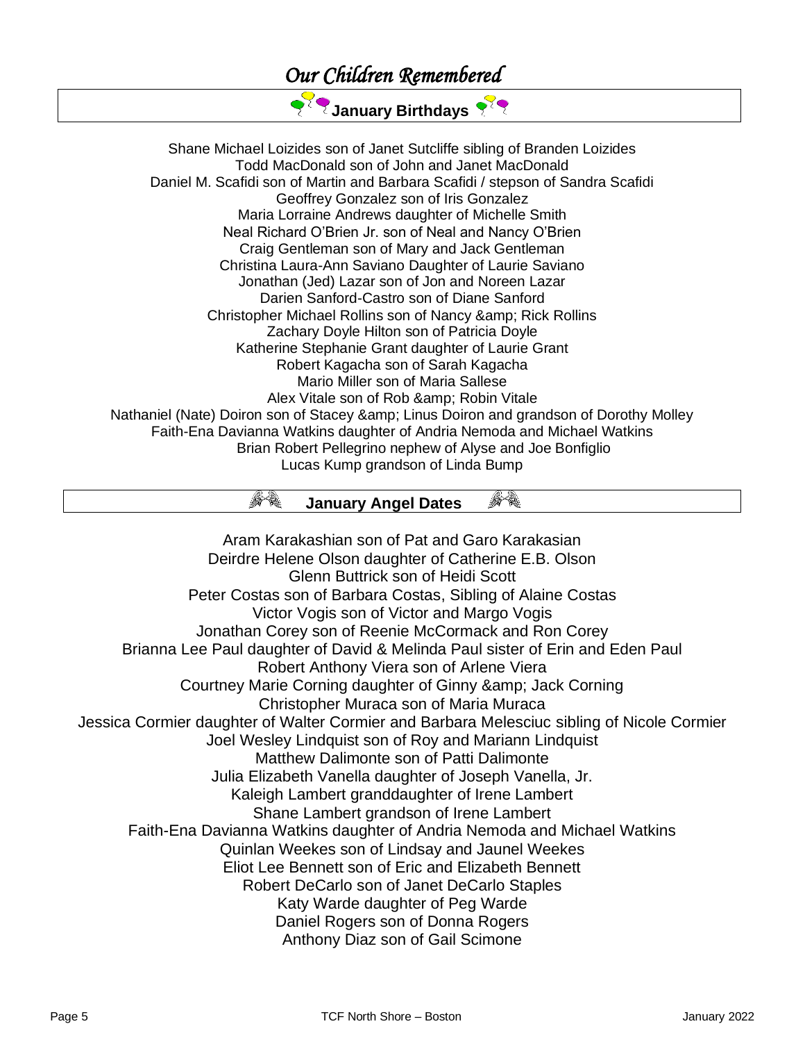# *Our Children Remembered*

## January Birthdays

Shane Michael Loizides son of Janet Sutcliffe sibling of Branden Loizides
Todd MacDonald son of John and Janet MacDonald
Daniel M. Scafidi son of Martin and Barbara Scafidi / stepson of Sandra Scafidi
Geoffrey Gonzalez son of Iris Gonzalez
Maria Lorraine Andrews daughter of Michelle Smith
Neal Richard O'Brien Jr. son of Neal and Nancy O'Brien
Craig Gentleman son of Mary and Jack Gentleman
Christina Laura-Ann Saviano Daughter of Laurie Saviano
Jonathan (Jed) Lazar son of Jon and Noreen Lazar
Darien Sanford-Castro son of Diane Sanford
Christopher Michael Rollins son of Nancy &amp; Rick Rollins
Zachary Doyle Hilton son of Patricia Doyle
Katherine Stephanie Grant daughter of Laurie Grant
Robert Kagacha son of Sarah Kagacha
Mario Miller son of Maria Sallese
Alex Vitale son of Rob &amp; Robin Vitale
Nathaniel (Nate) Doiron son of Stacey &amp; Linus Doiron and grandson of Dorothy Molley
Faith-Ena Davianna Watkins daughter of Andria Nemoda and Michael Watkins
Brian Robert Pellegrino nephew of Alyse and Joe Bonfiglio
Lucas Kump grandson of Linda Bump

## January Angel Dates

Aram Karakashian son of Pat and Garo Karakasian
Deirdre Helene Olson daughter of Catherine E.B. Olson
Glenn Buttrick son of Heidi Scott
Peter Costas son of Barbara Costas, Sibling of Alaine Costas
Victor Vogis son of Victor and Margo Vogis
Jonathan Corey son of Reenie McCormack and Ron Corey
Brianna Lee Paul daughter of David & Melinda Paul sister of Erin and Eden Paul
Robert Anthony Viera son of Arlene Viera
Courtney Marie Corning daughter of Ginny &amp; Jack Corning
Christopher Muraca son of Maria Muraca
Jessica Cormier daughter of Walter Cormier and Barbara Melesciuc sibling of Nicole Cormier
Joel Wesley Lindquist son of Roy and Mariann Lindquist
Matthew Dalimonte son of Patti Dalimonte
Julia Elizabeth Vanella daughter of Joseph Vanella, Jr.
Kaleigh Lambert granddaughter of Irene Lambert
Shane Lambert grandson of Irene Lambert
Faith-Ena Davianna Watkins daughter of Andria Nemoda and Michael Watkins
Quinlan Weekes son of Lindsay and Jaunel Weekes
Eliot Lee Bennett son of Eric and Elizabeth Bennett
Robert DeCarlo son of Janet DeCarlo Staples
Katy Warde daughter of Peg Warde
Daniel Rogers son of Donna Rogers
Anthony Diaz son of Gail Scimone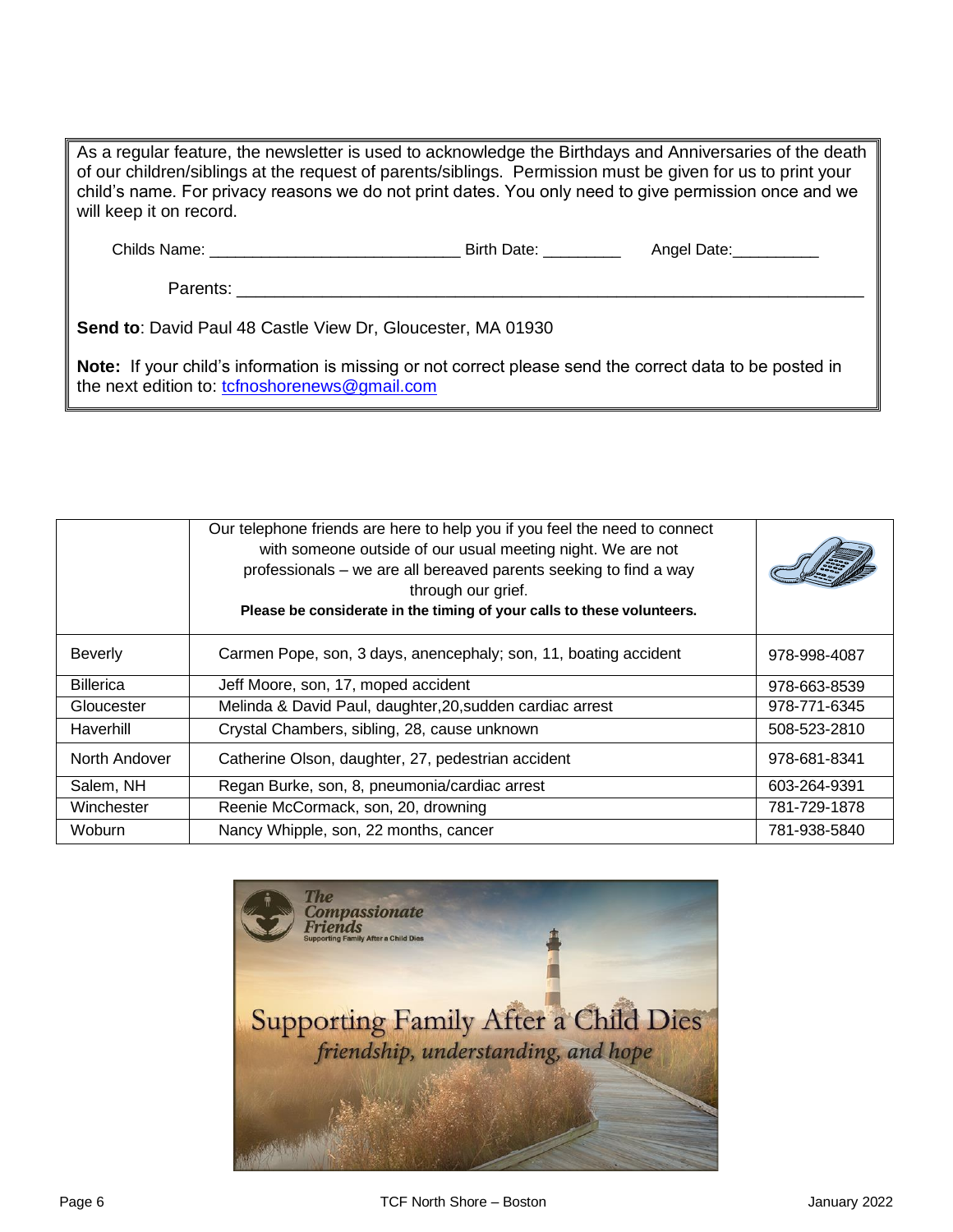As a regular feature, the newsletter is used to acknowledge the Birthdays and Anniversaries of the death of our children/siblings at the request of parents/siblings. Permission must be given for us to print your child's name. For privacy reasons we do not print dates. You only need to give permission once and we will keep it on record.

Childs Name: ______________________________ Birth Date: _________ Angel Date:__________

Parents: ________________________________________________________________

**Send to**: David Paul 48 Castle View Dr, Gloucester, MA 01930

**Note:** If your child's information is missing or not correct please send the correct data to be posted in the next edition to: tcfnoshorenews@gmail.com

| | Our telephone friends are here to help you if you feel the need to connect with someone outside of our usual meeting night. We are not professionals – we are all bereaved parents seeking to find a way through our grief. **Please be considerate in the timing of your calls to these volunteers.** | |
|---|---|---|
| Beverly | Carmen Pope, son, 3 days, anencephaly; son, 11, boating accident | 978-998-4087 |
| Billerica | Jeff Moore, son, 17, moped accident | 978-663-8539 |
| Gloucester | Melinda & David Paul, daughter,20,sudden cardiac arrest | 978-771-6345 |
| Haverhill | Crystal Chambers, sibling, 28, cause unknown | 508-523-2810 |
| North Andover | Catherine Olson, daughter, 27, pedestrian accident | 978-681-8341 |
| Salem, NH | Regan Burke, son, 8, pneumonia/cardiac arrest | 603-264-9391 |
| Winchester | Reenie McCormack, son, 20, drowning | 781-729-1878 |
| Woburn | Nancy Whipple, son, 22 months, cancer | 781-938-5840 |

The Compassionate Friends
Supporting Family After a Child Dies

Supporting Family After a Child Dies
*friendship, understanding, and hope*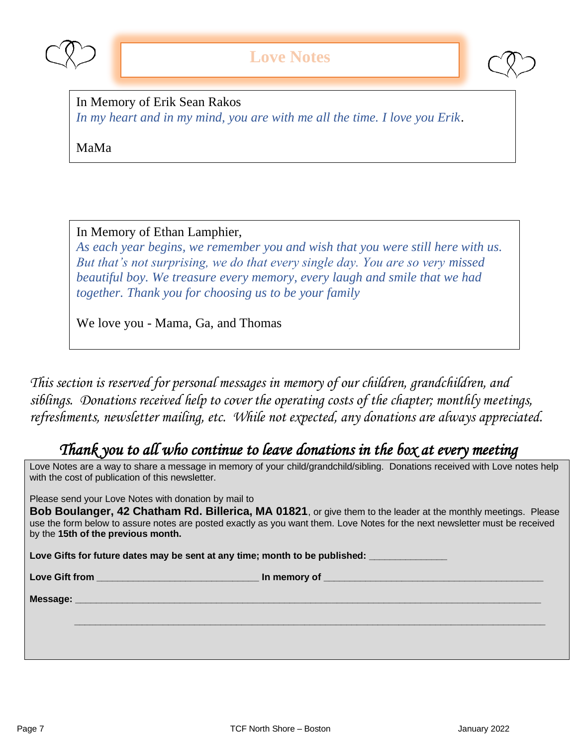# Love Notes

In Memory of Erik Sean Rakos

*In my heart and in my mind, you are with me all the time. I love you Erik*.

MaMa

In Memory of Ethan Lamphier,

*As each year begins, we remember you and wish that you were still here with us. But that's not surprising, we do that every single day. You are so very missed beautiful boy. We treasure every memory, every laugh and smile that we had together. Thank you for choosing us to be your family*

We love you - Mama, Ga, and Thomas

*This section is reserved for personal messages in memory of our children, grandchildren, and siblings. Donations received help to cover the operating costs of the chapter; monthly meetings, refreshments, newsletter mailing, etc. While not expected, any donations are always appreciated.*

## *Thank you to all who continue to leave donations in the box at every meeting*

Love Notes are a way to share a message in memory of your child/grandchild/sibling. Donations received with Love notes help with the cost of publication of this newsletter.

Please send your Love Notes with donation by mail to

**Bob Boulanger, 42 Chatham Rd. Billerica, MA 01821**, or give them to the leader at the monthly meetings. Please use the form below to assure notes are posted exactly as you want them. Love Notes for the next newsletter must be received by the **15th of the previous month.**

**Love Gifts for future dates may be sent at any time; month to be published:** ______________

**Love Gift from** ______________________________ **In memory of** ________________________________________

**Message:** ____________________________________________________________________________________

____________________________________________________________________________________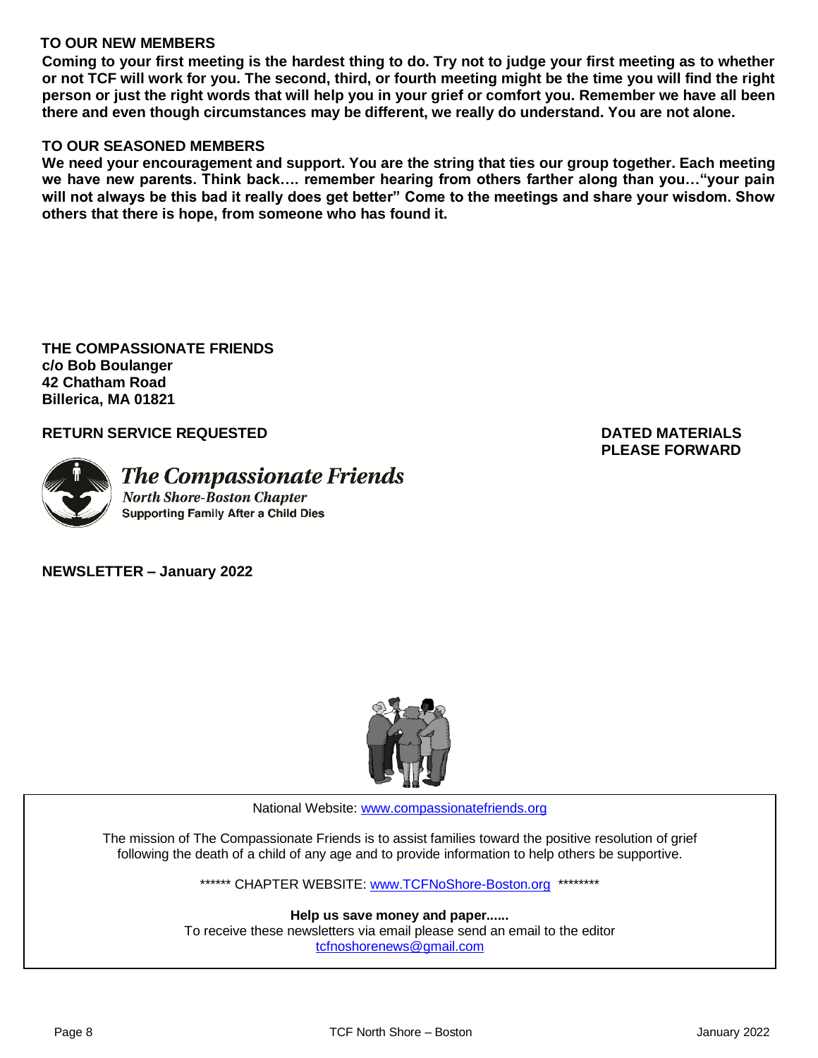## TO OUR NEW MEMBERS

**Coming to your first meeting is the hardest thing to do. Try not to judge your first meeting as to whether or not TCF will work for you. The second, third, or fourth meeting might be the time you will find the right person or just the right words that will help you in your grief or comfort you. Remember we have all been there and even though circumstances may be different, we really do understand. You are not alone.**

## TO OUR SEASONED MEMBERS

**We need your encouragement and support. You are the string that ties our group together. Each meeting we have new parents. Think back…. remember hearing from others farther along than you…"your pain will not always be this bad it really does get better" Come to the meetings and share your wisdom. Show others that there is hope, from someone who has found it.**

**THE COMPASSIONATE FRIENDS**
**c/o Bob Boulanger**
**42 Chatham Road**
**Billerica, MA 01821**

**RETURN SERVICE REQUESTED**

**DATED MATERIALS**
**PLEASE FORWARD**

***The Compassionate Friends***
***North Shore-Boston Chapter***
**Supporting Family After a Child Dies**

**NEWSLETTER – January 2022**

National Website: www.compassionatefriends.org

The mission of The Compassionate Friends is to assist families toward the positive resolution of grief following the death of a child of any age and to provide information to help others be supportive.

****** CHAPTER WEBSITE: www.TCFNoShore-Boston.org ********

**Help us save money and paper......**
To receive these newsletters via email please send an email to the editor
tcfnoshorenews@gmail.com